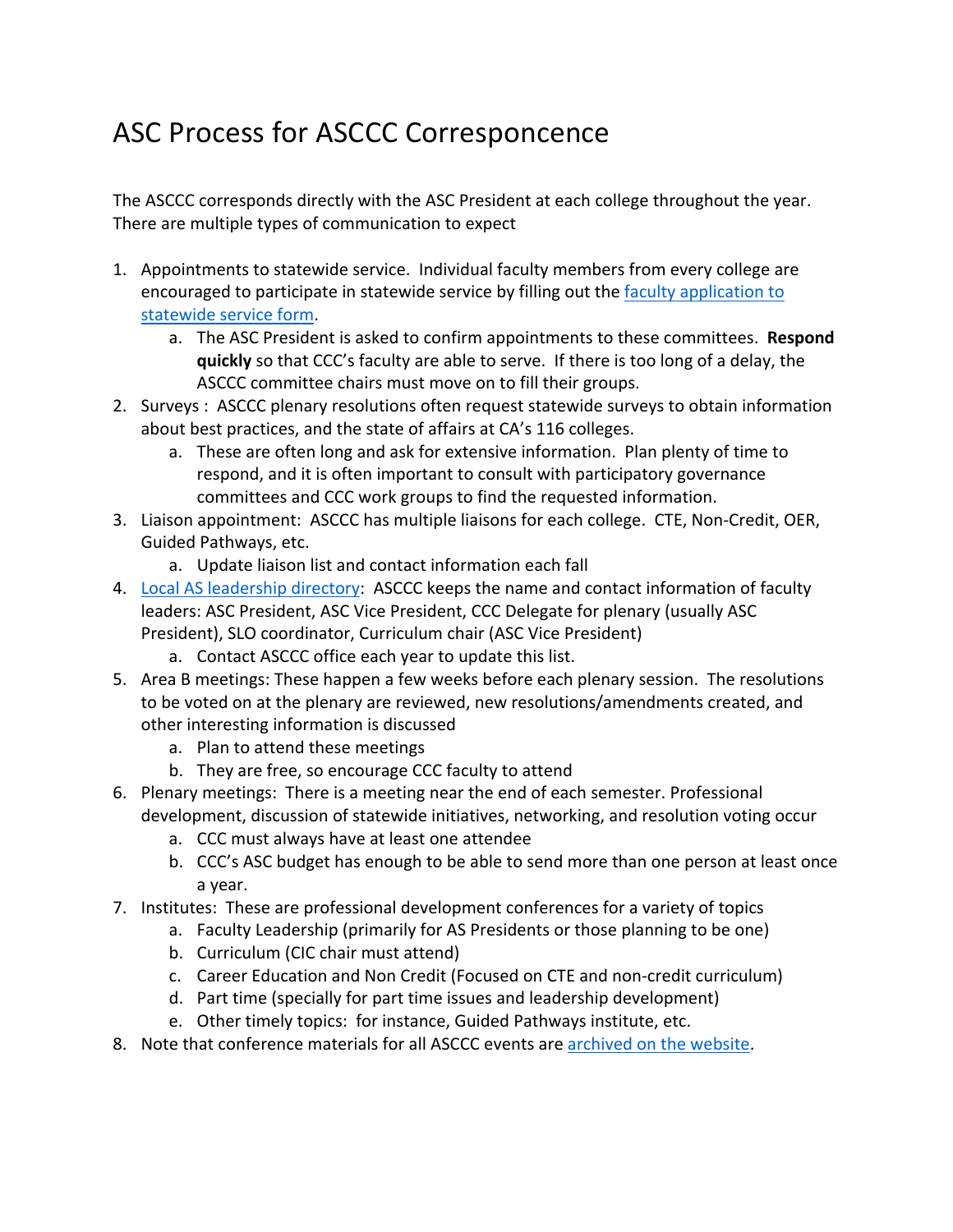# ASC Process for ASCCC Corresponcence

The ASCCC corresponds directly with the ASC President at each college throughout the year. There are multiple types of communication to expect

1. Appointments to statewide service. Individual faculty members from every college are encouraged to participate in statewide service by filling out the [faculty application to statewide service form](#).
   a. The ASC President is asked to confirm appointments to these committees. **Respond quickly** so that CCC's faculty are able to serve. If there is too long of a delay, the ASCCC committee chairs must move on to fill their groups.
2. Surveys : ASCCC plenary resolutions often request statewide surveys to obtain information about best practices, and the state of affairs at CA's 116 colleges.
   a. These are often long and ask for extensive information. Plan plenty of time to respond, and it is often important to consult with participatory governance committees and CCC work groups to find the requested information.
3. Liaison appointment: ASCCC has multiple liaisons for each college. CTE, Non-Credit, OER, Guided Pathways, etc.
   a. Update liaison list and contact information each fall
4. [Local AS leadership directory](#): ASCCC keeps the name and contact information of faculty leaders: ASC President, ASC Vice President, CCC Delegate for plenary (usually ASC President), SLO coordinator, Curriculum chair (ASC Vice President)
   a. Contact ASCCC office each year to update this list.
5. Area B meetings: These happen a few weeks before each plenary session. The resolutions to be voted on at the plenary are reviewed, new resolutions/amendments created, and other interesting information is discussed
   a. Plan to attend these meetings
   b. They are free, so encourage CCC faculty to attend
6. Plenary meetings: There is a meeting near the end of each semester. Professional development, discussion of statewide initiatives, networking, and resolution voting occur
   a. CCC must always have at least one attendee
   b. CCC's ASC budget has enough to be able to send more than one person at least once a year.
7. Institutes: These are professional development conferences for a variety of topics
   a. Faculty Leadership (primarily for AS Presidents or those planning to be one)
   b. Curriculum (CIC chair must attend)
   c. Career Education and Non Credit (Focused on CTE and non-credit curriculum)
   d. Part time (specially for part time issues and leadership development)
   e. Other timely topics: for instance, Guided Pathways institute, etc.
8. Note that conference materials for all ASCCC events are [archived on the website](#).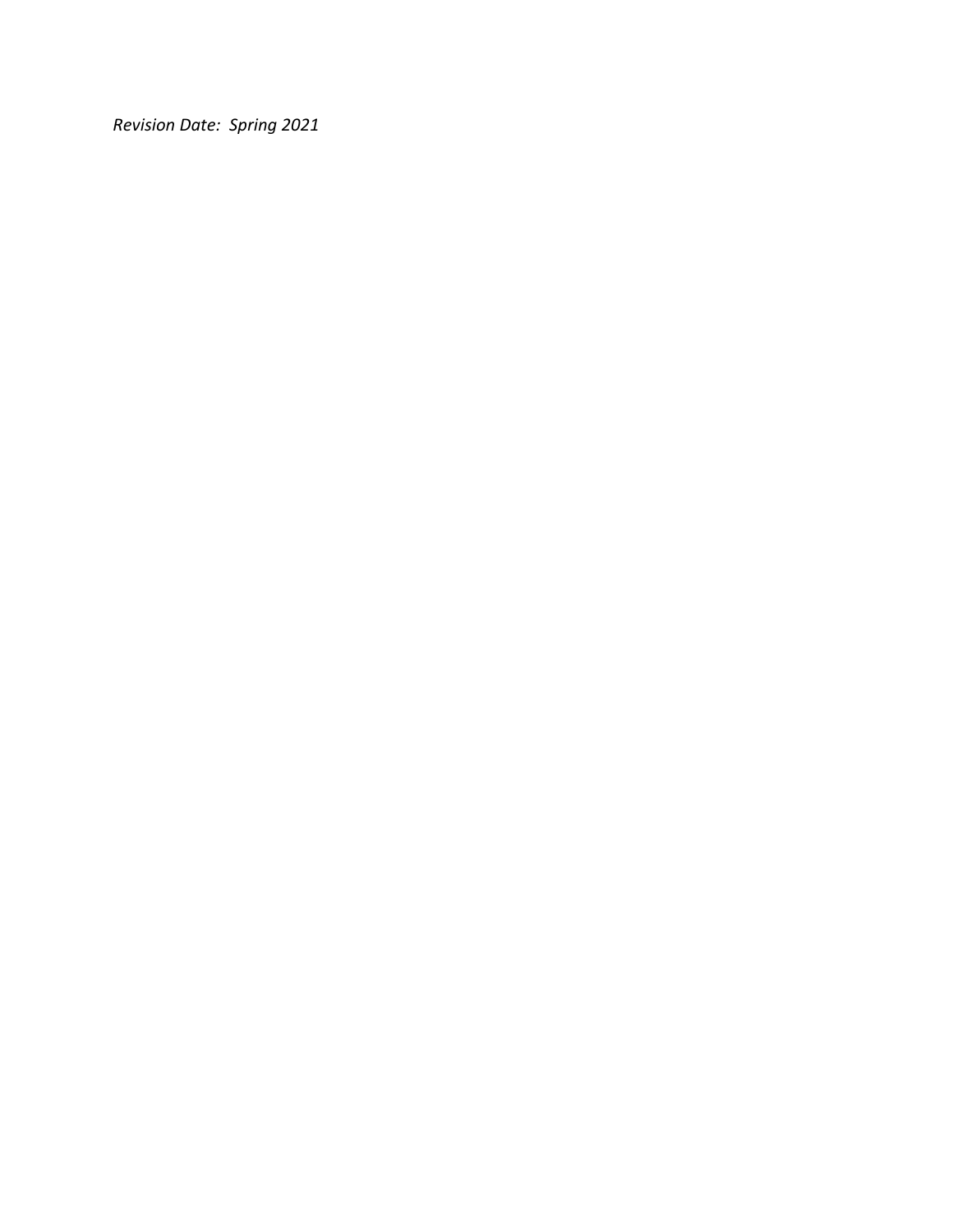*Revision Date: Spring 2021*